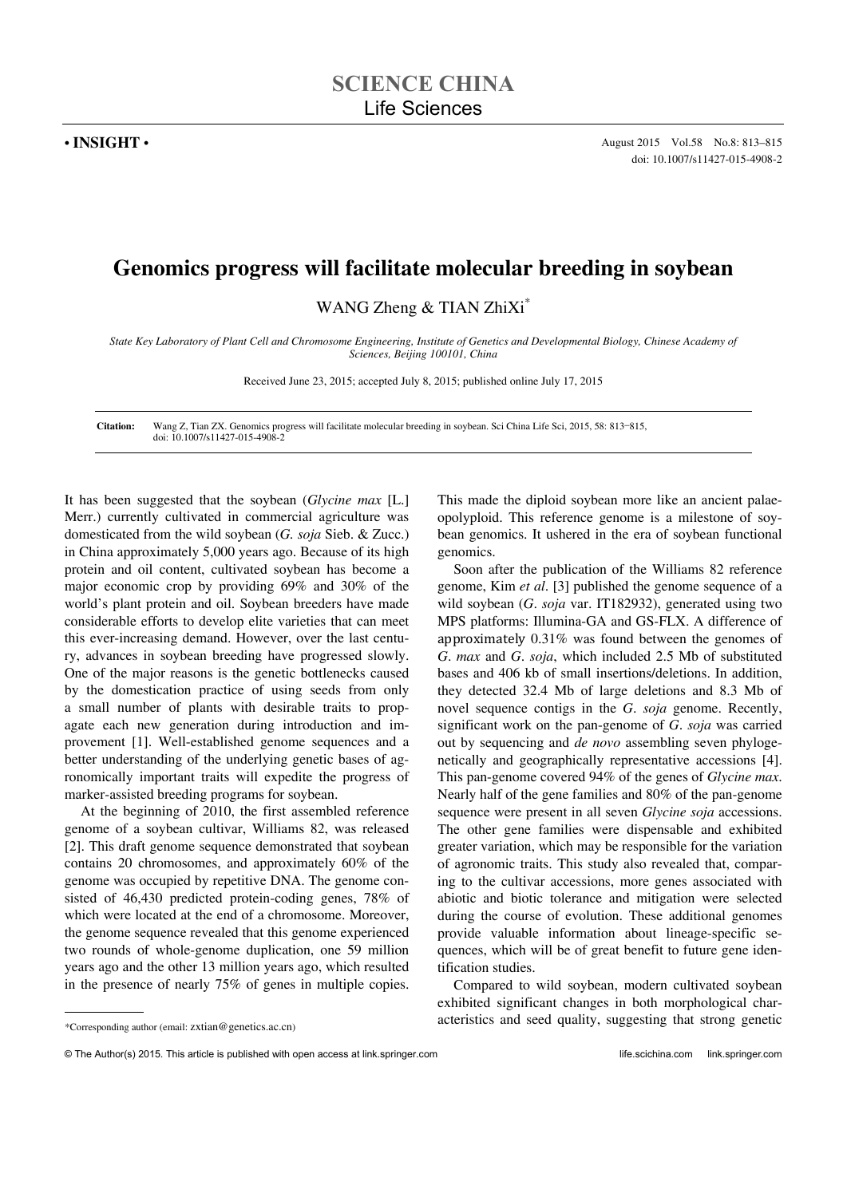# SCIENCE CHINA
## Life Sciences

**• INSIGHT •**

doi: 10.1007/s11427-015-4908-2

# Genomics progress will facilitate molecular breeding in soybean

WANG Zheng & TIAN ZhiXi*

*State Key Laboratory of Plant Cell and Chromosome Engineering, Institute of Genetics and Developmental Biology, Chinese Academy of Sciences, Beijing 100101, China*

Received June 23, 2015; accepted July 8, 2015; published online July 17, 2015

**Citation:** Wang Z, Tian ZX. Genomics progress will facilitate molecular breeding in soybean. Sci China Life Sci, 2015, 58: 813–815, doi: 10.1007/s11427-015-4908-2

It has been suggested that the soybean (*Glycine max* [L.] Merr.) currently cultivated in commercial agriculture was domesticated from the wild soybean (*G. soja* Sieb. & Zucc.) in China approximately 5,000 years ago. Because of its high protein and oil content, cultivated soybean has become a major economic crop by providing 69% and 30% of the world's plant protein and oil. Soybean breeders have made considerable efforts to develop elite varieties that can meet this ever-increasing demand. However, over the last century, advances in soybean breeding have progressed slowly. One of the major reasons is the genetic bottlenecks caused by the domestication practice of using seeds from only a small number of plants with desirable traits to propagate each new generation during introduction and improvement [1]. Well-established genome sequences and a better understanding of the underlying genetic bases of agronomically important traits will expedite the progress of marker-assisted breeding programs for soybean.

At the beginning of 2010, the first assembled reference genome of a soybean cultivar, Williams 82, was released [2]. This draft genome sequence demonstrated that soybean contains 20 chromosomes, and approximately 60% of the genome was occupied by repetitive DNA. The genome consisted of 46,430 predicted protein-coding genes, 78% of which were located at the end of a chromosome. Moreover, the genome sequence revealed that this genome experienced two rounds of whole-genome duplication, one 59 million years ago and the other 13 million years ago, which resulted in the presence of nearly 75% of genes in multiple copies. This made the diploid soybean more like an ancient palaeopolyploid. This reference genome is a milestone of soybean genomics. It ushered in the era of soybean functional genomics.

Soon after the publication of the Williams 82 reference genome, Kim *et al*. [3] published the genome sequence of a wild soybean (*G. soja* var. IT182932), generated using two MPS platforms: Illumina-GA and GS-FLX. A difference of approximately 0.31% was found between the genomes of *G. max* and *G. soja*, which included 2.5 Mb of substituted bases and 406 kb of small insertions/deletions. In addition, they detected 32.4 Mb of large deletions and 8.3 Mb of novel sequence contigs in the *G. soja* genome. Recently, significant work on the pan-genome of *G. soja* was carried out by sequencing and *de novo* assembling seven phylogenetically and geographically representative accessions [4]. This pan-genome covered 94% of the genes of *Glycine max*. Nearly half of the gene families and 80% of the pan-genome sequence were present in all seven *Glycine soja* accessions. The other gene families were dispensable and exhibited greater variation, which may be responsible for the variation of agronomic traits. This study also revealed that, comparing to the cultivar accessions, more genes associated with abiotic and biotic tolerance and mitigation were selected during the course of evolution. These additional genomes provide valuable information about lineage-specific sequences, which will be of great benefit to future gene identification studies.

Compared to wild soybean, modern cultivated soybean exhibited significant changes in both morphological characteristics and seed quality, suggesting that strong genetic

*Corresponding author (email: zxtian@genetics.ac.cn)

© The Author(s) 2015. This article is published with open access at link.springer.com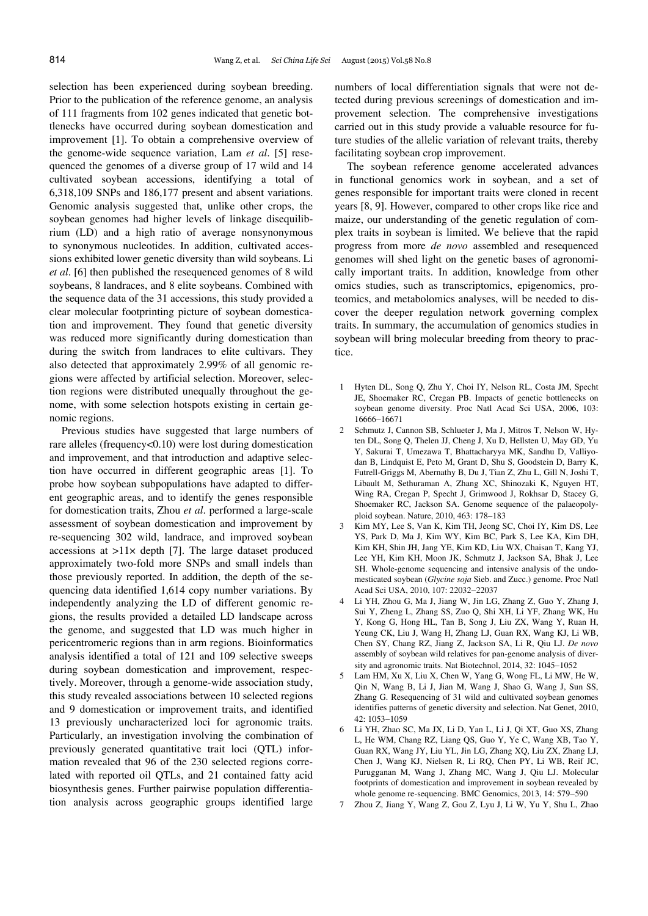selection has been experienced during soybean breeding. Prior to the publication of the reference genome, an analysis of 111 fragments from 102 genes indicated that genetic bottlenecks have occurred during soybean domestication and improvement [1]. To obtain a comprehensive overview of the genome-wide sequence variation, Lam *et al*. [5] resequenced the genomes of a diverse group of 17 wild and 14 cultivated soybean accessions, identifying a total of 6,318,109 SNPs and 186,177 present and absent variations. Genomic analysis suggested that, unlike other crops, the soybean genomes had higher levels of linkage disequilibrium (LD) and a high ratio of average nonsynonymous to synonymous nucleotides. In addition, cultivated accessions exhibited lower genetic diversity than wild soybeans. Li *et al*. [6] then published the resequenced genomes of 8 wild soybeans, 8 landraces, and 8 elite soybeans. Combined with the sequence data of the 31 accessions, this study provided a clear molecular footprinting picture of soybean domestication and improvement. They found that genetic diversity was reduced more significantly during domestication than during the switch from landraces to elite cultivars. They also detected that approximately 2.99% of all genomic regions were affected by artificial selection. Moreover, selection regions were distributed unequally throughout the genome, with some selection hotspots existing in certain genomic regions.

Previous studies have suggested that large numbers of rare alleles (frequency<0.10) were lost during domestication and improvement, and that introduction and adaptive selection have occurred in different geographic areas [1]. To probe how soybean subpopulations have adapted to different geographic areas, and to identify the genes responsible for domestication traits, Zhou *et al*. performed a large-scale assessment of soybean domestication and improvement by re-sequencing 302 wild, landrace, and improved soybean accessions at >11× depth [7]. The large dataset produced approximately two-fold more SNPs and small indels than those previously reported. In addition, the depth of the sequencing data identified 1,614 copy number variations. By independently analyzing the LD of different genomic regions, the results provided a detailed LD landscape across the genome, and suggested that LD was much higher in pericentromeric regions than in arm regions. Bioinformatics analysis identified a total of 121 and 109 selective sweeps during soybean domestication and improvement, respectively. Moreover, through a genome-wide association study, this study revealed associations between 10 selected regions and 9 domestication or improvement traits, and identified 13 previously uncharacterized loci for agronomic traits. Particularly, an investigation involving the combination of previously generated quantitative trait loci (QTL) information revealed that 96 of the 230 selected regions correlated with reported oil QTLs, and 21 contained fatty acid biosynthesis genes. Further pairwise population differentiation analysis across geographic groups identified large numbers of local differentiation signals that were not detected during previous screenings of domestication and improvement selection. The comprehensive investigations carried out in this study provide a valuable resource for future studies of the allelic variation of relevant traits, thereby facilitating soybean crop improvement.

The soybean reference genome accelerated advances in functional genomics work in soybean, and a set of genes responsible for important traits were cloned in recent years [8, 9]. However, compared to other crops like rice and maize, our understanding of the genetic regulation of complex traits in soybean is limited. We believe that the rapid progress from more *de novo* assembled and resequenced genomes will shed light on the genetic bases of agronomically important traits. In addition, knowledge from other omics studies, such as transcriptomics, epigenomics, proteomics, and metabolomics analyses, will be needed to discover the deeper regulation network governing complex traits. In summary, the accumulation of genomics studies in soybean will bring molecular breeding from theory to practice.

1. Hyten DL, Song Q, Zhu Y, Choi IY, Nelson RL, Costa JM, Specht JE, Shoemaker RC, Cregan PB. Impacts of genetic bottlenecks on soybean genome diversity. Proc Natl Acad Sci USA, 2006, 103: 16666–16671
2. Schmutz J, Cannon SB, Schlueter J, Ma J, Mitros T, Nelson W, Hyten DL, Song Q, Thelen JJ, Cheng J, Xu D, Hellsten U, May GD, Yu Y, Sakurai T, Umezawa T, Bhattacharyya MK, Sandhu D, Valliyodan B, Lindquist E, Peto M, Grant D, Shu S, Goodstein D, Barry K, Futrell-Griggs M, Abernathy B, Du J, Tian Z, Zhu L, Gill N, Joshi T, Libault M, Sethuraman A, Zhang XC, Shinozaki K, Nguyen HT, Wing RA, Cregan P, Specht J, Grimwood J, Rokhsar D, Stacey G, Shoemaker RC, Jackson SA. Genome sequence of the palaeopolyploid soybean. Nature, 2010, 463: 178–183
3. Kim MY, Lee S, Van K, Kim TH, Jeong SC, Choi IY, Kim DS, Lee YS, Park D, Ma J, Kim WY, Kim BC, Park S, Lee KA, Kim DH, Kim KH, Shin JH, Jang YE, Kim KD, Liu WX, Chaisan T, Kang YJ, Lee YH, Kim KH, Moon JK, Schmutz J, Jackson SA, Bhak J, Lee SH. Whole-genome sequencing and intensive analysis of the undomesticated soybean (*Glycine soja* Sieb. and Zucc.) genome. Proc Natl Acad Sci USA, 2010, 107: 22032–22037
4. Li YH, Zhou G, Ma J, Jiang W, Jin LG, Zhang Z, Guo Y, Zhang J, Sui Y, Zheng L, Zhang SS, Zuo Q, Shi XH, Li YF, Zhang WK, Hu Y, Kong G, Hong HL, Tan B, Song J, Liu ZX, Wang Y, Ruan H, Yeung CK, Liu J, Wang H, Zhang LJ, Guan RX, Wang KJ, Li WB, Chen SY, Chang RZ, Jiang Z, Jackson SA, Li R, Qiu LJ. *De novo* assembly of soybean wild relatives for pan-genome analysis of diversity and agronomic traits. Nat Biotechnol, 2014, 32: 1045–1052
5. Lam HM, Xu X, Liu X, Chen W, Yang G, Wong FL, Li MW, He W, Qin N, Wang B, Li J, Jian M, Wang J, Shao G, Wang J, Sun SS, Zhang G. Resequencing of 31 wild and cultivated soybean genomes identifies patterns of genetic diversity and selection. Nat Genet, 2010, 42: 1053–1059
6. Li YH, Zhao SC, Ma JX, Li D, Yan L, Li J, Qi XT, Guo XS, Zhang L, He WM, Chang RZ, Liang QS, Guo Y, Ye C, Wang XB, Tao Y, Guan RX, Wang JY, Liu YL, Jin LG, Zhang XQ, Liu ZX, Zhang LJ, Chen J, Wang KJ, Nielsen R, Li RQ, Chen PY, Li WB, Reif JC, Purugganan M, Wang J, Zhang MC, Wang J, Qiu LJ. Molecular footprints of domestication and improvement in soybean revealed by whole genome re-sequencing. BMC Genomics, 2013, 14: 579–590
7. Zhou Z, Jiang Y, Wang Z, Gou Z, Lyu J, Li W, Yu Y, Shu L, Zhao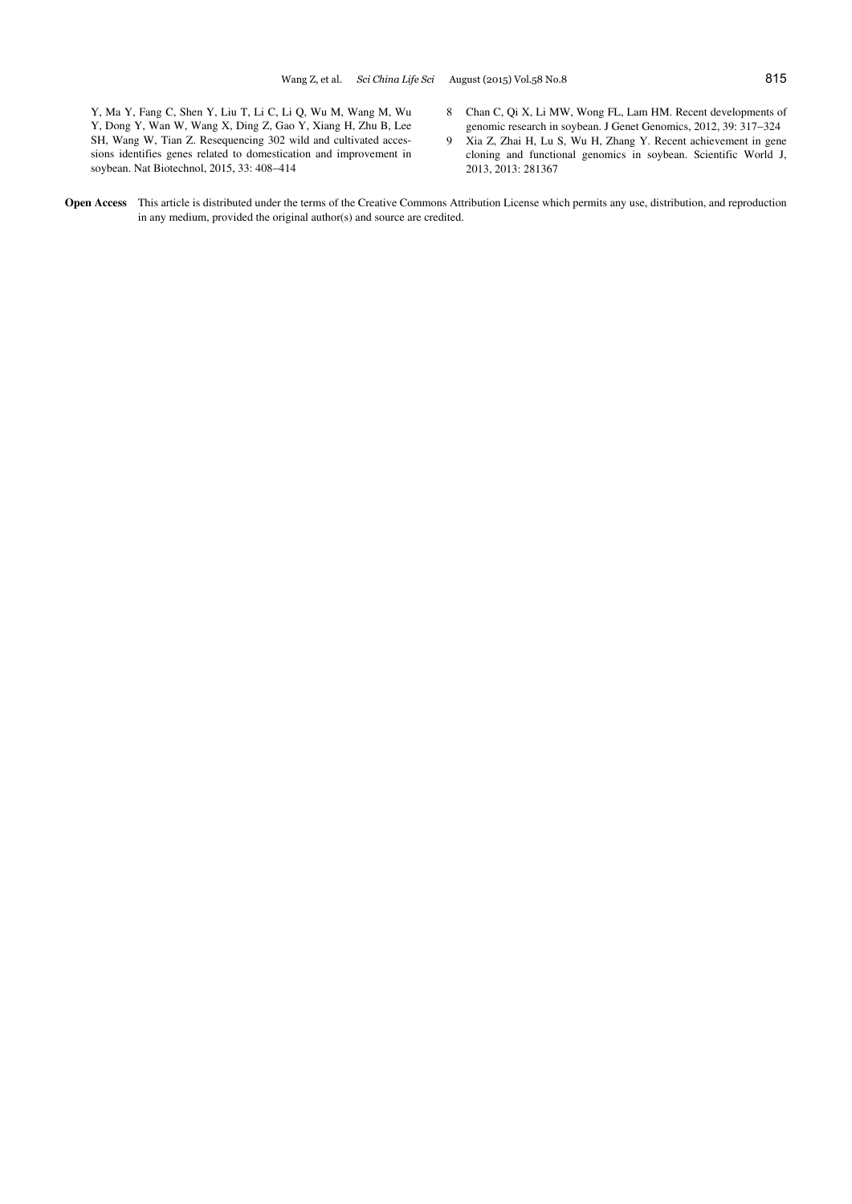Y, Ma Y, Fang C, Shen Y, Liu T, Li C, Li Q, Wu M, Wang M, Wu Y, Dong Y, Wan W, Wang X, Ding Z, Gao Y, Xiang H, Zhu B, Lee SH, Wang W, Tian Z. Resequencing 302 wild and cultivated accessions identifies genes related to domestication and improvement in soybean. Nat Biotechnol, 2015, 33: 408–414

8 Chan C, Qi X, Li MW, Wong FL, Lam HM. Recent developments of genomic research in soybean. J Genet Genomics, 2012, 39: 317–324

9 Xia Z, Zhai H, Lu S, Wu H, Zhang Y. Recent achievement in gene cloning and functional genomics in soybean. Scientific World J, 2013, 2013: 281367

**Open Access** This article is distributed under the terms of the Creative Commons Attribution License which permits any use, distribution, and reproduction in any medium, provided the original author(s) and source are credited.